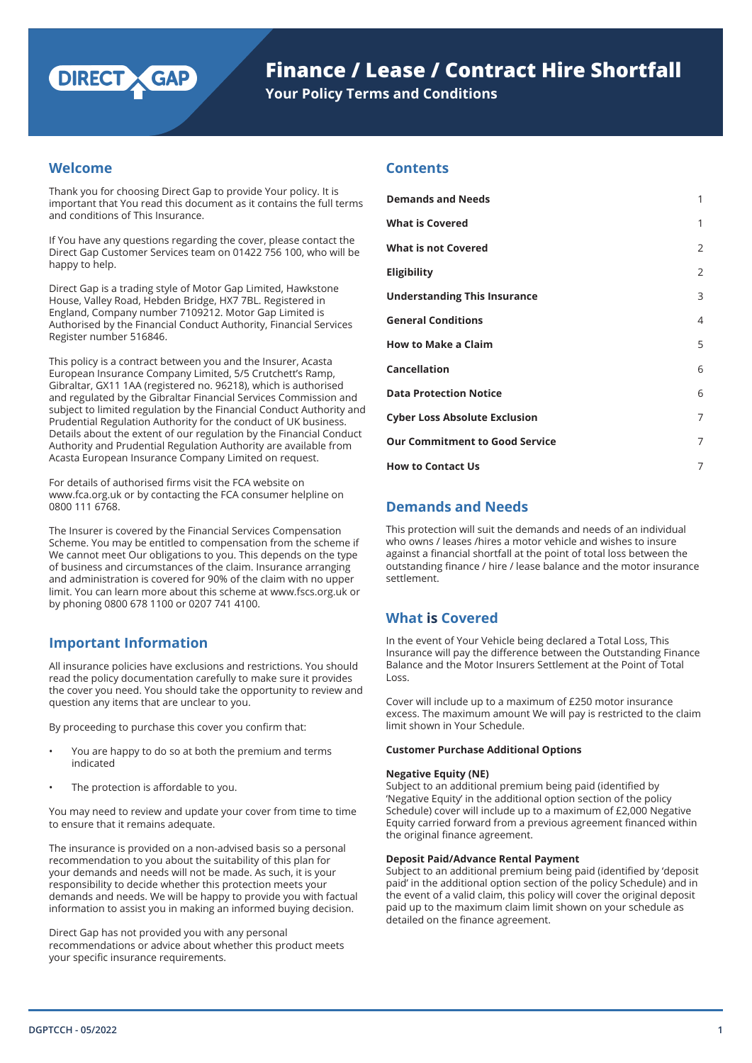# Finance / Lease / Contract Hire Shortfall

## Your Policy Terms and Conditions

## Welcome

Thank you for choosing Direct Gap to provide Your policy. It is important that You read this document as it contains the full terms and conditions of This Insurance.

If You have any questions regarding the cover, please contact the Direct Gap Customer Services team on 01422 756 100, who will be happy to help.

Direct Gap is a trading style of Motor Gap Limited, Hawkstone House, Valley Road, Hebden Bridge, HX7 7BL. Registered in England, Company number 7109212. Motor Gap Limited is Authorised by the Financial Conduct Authority, Financial Services Register number 516846.

This policy is a contract between you and the Insurer, Acasta European Insurance Company Limited, 5/5 Crutchett's Ramp, Gibraltar, GX11 1AA (registered no. 96218), which is authorised and regulated by the Gibraltar Financial Services Commission and subject to limited regulation by the Financial Conduct Authority and Prudential Regulation Authority for the conduct of UK business. Details about the extent of our regulation by the Financial Conduct Authority and Prudential Regulation Authority are available from Acasta European Insurance Company Limited on request.

For details of authorised firms visit the FCA website on www.fca.org.uk or by contacting the FCA consumer helpline on 0800 111 6768.

The Insurer is covered by the Financial Services Compensation Scheme. You may be entitled to compensation from the scheme if We cannot meet Our obligations to you. This depends on the type of business and circumstances of the claim. Insurance arranging and administration is covered for 90% of the claim with no upper limit. You can learn more about this scheme at www.fscs.org.uk or by phoning 0800 678 1100 or 0207 741 4100.

## Important Information

All insurance policies have exclusions and restrictions. You should read the policy documentation carefully to make sure it provides the cover you need. You should take the opportunity to review and question any items that are unclear to you.

By proceeding to purchase this cover you confirm that:

- You are happy to do so at both the premium and terms indicated
- The protection is affordable to you.

You may need to review and update your cover from time to time to ensure that it remains adequate.

The insurance is provided on a non-advised basis so a personal recommendation to you about the suitability of this plan for your demands and needs will not be made. As such, it is your responsibility to decide whether this protection meets your demands and needs. We will be happy to provide you with factual information to assist you in making an informed buying decision.

Direct Gap has not provided you with any personal recommendations or advice about whether this product meets your specific insurance requirements.

## Contents

| | |
|---|---|
| **Demands and Needs** | 1 |
| **What is Covered** | 1 |
| **What is not Covered** | 2 |
| **Eligibility** | 2 |
| **Understanding This Insurance** | 3 |
| **General Conditions** | 4 |
| **How to Make a Claim** | 5 |
| **Cancellation** | 6 |
| **Data Protection Notice** | 6 |
| **Cyber Loss Absolute Exclusion** | 7 |
| **Our Commitment to Good Service** | 7 |
| **How to Contact Us** | 7 |

## Demands and Needs

This protection will suit the demands and needs of an individual who owns / leases /hires a motor vehicle and wishes to insure against a financial shortfall at the point of total loss between the outstanding finance / hire / lease balance and the motor insurance settlement.

## What is Covered

In the event of Your Vehicle being declared a Total Loss, This Insurance will pay the difference between the Outstanding Finance Balance and the Motor Insurers Settlement at the Point of Total Loss.

Cover will include up to a maximum of £250 motor insurance excess. The maximum amount We will pay is restricted to the claim limit shown in Your Schedule.

**Customer Purchase Additional Options**

**Negative Equity (NE)**
Subject to an additional premium being paid (identified by 'Negative Equity' in the additional option section of the policy Schedule) cover will include up to a maximum of £2,000 Negative Equity carried forward from a previous agreement financed within the original finance agreement.

**Deposit Paid/Advance Rental Payment**
Subject to an additional premium being paid (identified by 'deposit paid' in the additional option section of the policy Schedule) and in the event of a valid claim, this policy will cover the original deposit paid up to the maximum claim limit shown on your schedule as detailed on the finance agreement.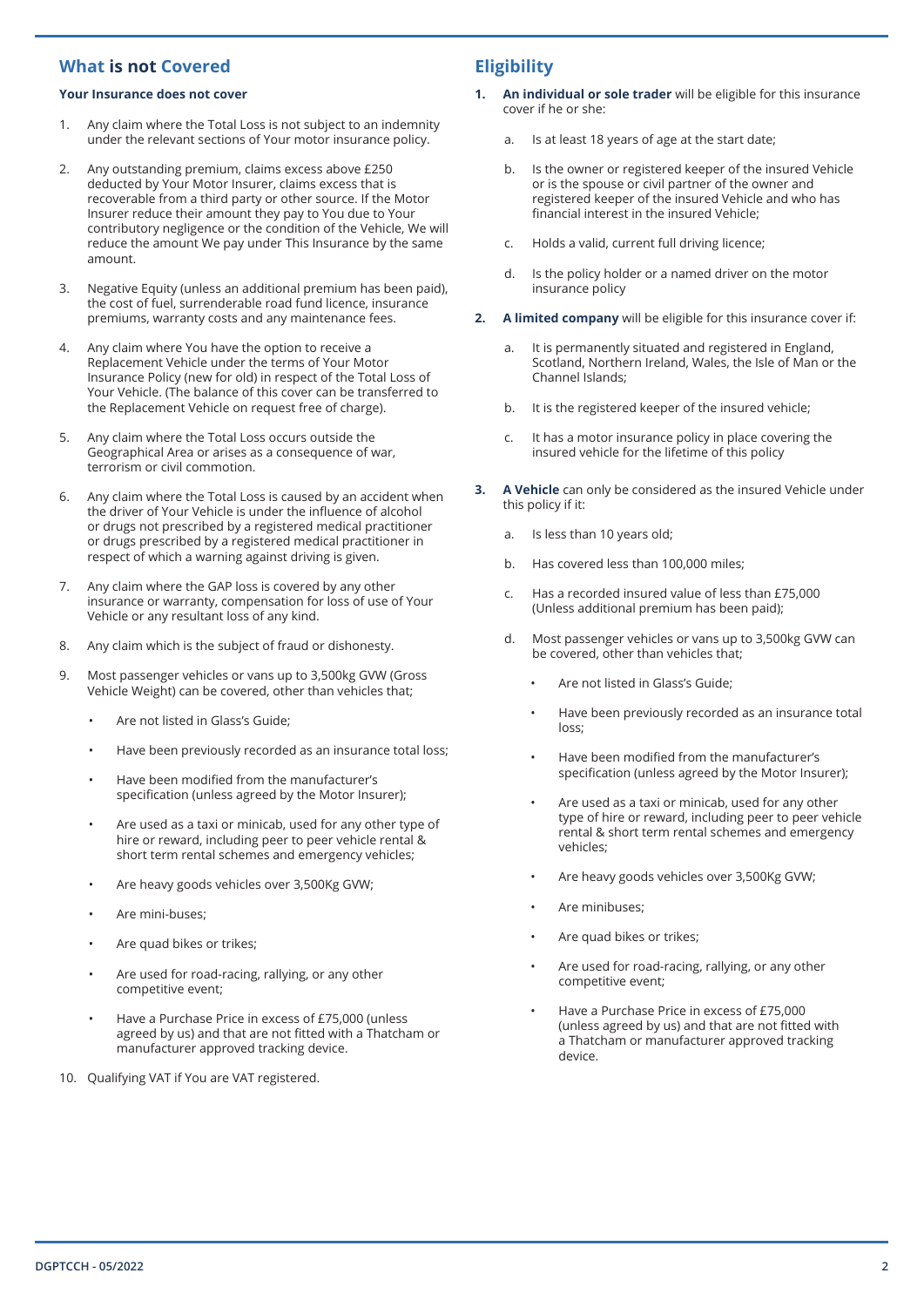## What is not Covered

**Your Insurance does not cover**

1. Any claim where the Total Loss is not subject to an indemnity under the relevant sections of Your motor insurance policy.
2. Any outstanding premium, claims excess above £250 deducted by Your Motor Insurer, claims excess that is recoverable from a third party or other source. If the Motor Insurer reduce their amount they pay to You due to Your contributory negligence or the condition of the Vehicle, We will reduce the amount We pay under This Insurance by the same amount.
3. Negative Equity (unless an additional premium has been paid), the cost of fuel, surrenderable road fund licence, insurance premiums, warranty costs and any maintenance fees.
4. Any claim where You have the option to receive a Replacement Vehicle under the terms of Your Motor Insurance Policy (new for old) in respect of the Total Loss of Your Vehicle. (The balance of this cover can be transferred to the Replacement Vehicle on request free of charge).
5. Any claim where the Total Loss occurs outside the Geographical Area or arises as a consequence of war, terrorism or civil commotion.
6. Any claim where the Total Loss is caused by an accident when the driver of Your Vehicle is under the influence of alcohol or drugs not prescribed by a registered medical practitioner or drugs prescribed by a registered medical practitioner in respect of which a warning against driving is given.
7. Any claim where the GAP loss is covered by any other insurance or warranty, compensation for loss of use of Your Vehicle or any resultant loss of any kind.
8. Any claim which is the subject of fraud or dishonesty.
9. Most passenger vehicles or vans up to 3,500kg GVW (Gross Vehicle Weight) can be covered, other than vehicles that;
   - Are not listed in Glass's Guide;
   - Have been previously recorded as an insurance total loss;
   - Have been modified from the manufacturer's specification (unless agreed by the Motor Insurer);
   - Are used as a taxi or minicab, used for any other type of hire or reward, including peer to peer vehicle rental & short term rental schemes and emergency vehicles;
   - Are heavy goods vehicles over 3,500Kg GVW;
   - Are mini-buses;
   - Are quad bikes or trikes;
   - Are used for road-racing, rallying, or any other competitive event;
   - Have a Purchase Price in excess of £75,000 (unless agreed by us) and that are not fitted with a Thatcham or manufacturer approved tracking device.
10. Qualifying VAT if You are VAT registered.

## Eligibility

1. **An individual or sole trader** will be eligible for this insurance cover if he or she:
   a. Is at least 18 years of age at the start date;
   b. Is the owner or registered keeper of the insured Vehicle or is the spouse or civil partner of the owner and registered keeper of the insured Vehicle and who has financial interest in the insured Vehicle;
   c. Holds a valid, current full driving licence;
   d. Is the policy holder or a named driver on the motor insurance policy
2. **A limited company** will be eligible for this insurance cover if:
   a. It is permanently situated and registered in England, Scotland, Northern Ireland, Wales, the Isle of Man or the Channel Islands;
   b. It is the registered keeper of the insured vehicle;
   c. It has a motor insurance policy in place covering the insured vehicle for the lifetime of this policy
3. **A Vehicle** can only be considered as the insured Vehicle under this policy if it:
   a. Is less than 10 years old;
   b. Has covered less than 100,000 miles;
   c. Has a recorded insured value of less than £75,000 (Unless additional premium has been paid);
   d. Most passenger vehicles or vans up to 3,500kg GVW can be covered, other than vehicles that;
      - Are not listed in Glass's Guide;
      - Have been previously recorded as an insurance total loss;
      - Have been modified from the manufacturer's specification (unless agreed by the Motor Insurer);
      - Are used as a taxi or minicab, used for any other type of hire or reward, including peer to peer vehicle rental & short term rental schemes and emergency vehicles;
      - Are heavy goods vehicles over 3,500Kg GVW;
      - Are minibuses;
      - Are quad bikes or trikes;
      - Are used for road-racing, rallying, or any other competitive event;
      - Have a Purchase Price in excess of £75,000 (unless agreed by us) and that are not fitted with a Thatcham or manufacturer approved tracking device.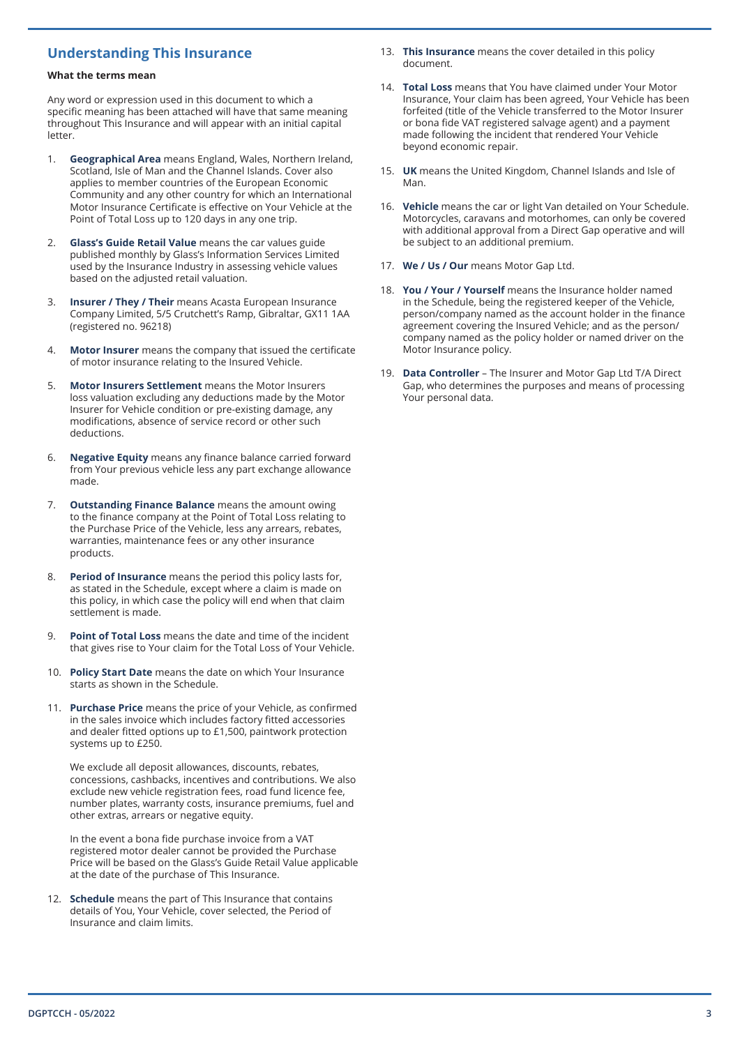## Understanding This Insurance

### What the terms mean

Any word or expression used in this document to which a specific meaning has been attached will have that same meaning throughout This Insurance and will appear with an initial capital letter.

1. **Geographical Area** means England, Wales, Northern Ireland, Scotland, Isle of Man and the Channel Islands. Cover also applies to member countries of the European Economic Community and any other country for which an International Motor Insurance Certificate is effective on Your Vehicle at the Point of Total Loss up to 120 days in any one trip.

2. **Glass's Guide Retail Value** means the car values guide published monthly by Glass's Information Services Limited used by the Insurance Industry in assessing vehicle values based on the adjusted retail valuation.

3. **Insurer / They / Their** means Acasta European Insurance Company Limited, 5/5 Crutchett's Ramp, Gibraltar, GX11 1AA (registered no. 96218)

4. **Motor Insurer** means the company that issued the certificate of motor insurance relating to the Insured Vehicle.

5. **Motor Insurers Settlement** means the Motor Insurers loss valuation excluding any deductions made by the Motor Insurer for Vehicle condition or pre-existing damage, any modifications, absence of service record or other such deductions.

6. **Negative Equity** means any finance balance carried forward from Your previous vehicle less any part exchange allowance made.

7. **Outstanding Finance Balance** means the amount owing to the finance company at the Point of Total Loss relating to the Purchase Price of the Vehicle, less any arrears, rebates, warranties, maintenance fees or any other insurance products.

8. **Period of Insurance** means the period this policy lasts for, as stated in the Schedule, except where a claim is made on this policy, in which case the policy will end when that claim settlement is made.

9. **Point of Total Loss** means the date and time of the incident that gives rise to Your claim for the Total Loss of Your Vehicle.

10. **Policy Start Date** means the date on which Your Insurance starts as shown in the Schedule.

11. **Purchase Price** means the price of your Vehicle, as confirmed in the sales invoice which includes factory fitted accessories and dealer fitted options up to £1,500, paintwork protection systems up to £250.

    We exclude all deposit allowances, discounts, rebates, concessions, cashbacks, incentives and contributions. We also exclude new vehicle registration fees, road fund licence fee, number plates, warranty costs, insurance premiums, fuel and other extras, arrears or negative equity.

    In the event a bona fide purchase invoice from a VAT registered motor dealer cannot be provided the Purchase Price will be based on the Glass's Guide Retail Value applicable at the date of the purchase of This Insurance.

12. **Schedule** means the part of This Insurance that contains details of You, Your Vehicle, cover selected, the Period of Insurance and claim limits.

13. **This Insurance** means the cover detailed in this policy document.

14. **Total Loss** means that You have claimed under Your Motor Insurance, Your claim has been agreed, Your Vehicle has been forfeited (title of the Vehicle transferred to the Motor Insurer or bona fide VAT registered salvage agent) and a payment made following the incident that rendered Your Vehicle beyond economic repair.

15. **UK** means the United Kingdom, Channel Islands and Isle of Man.

16. **Vehicle** means the car or light Van detailed on Your Schedule. Motorcycles, caravans and motorhomes, can only be covered with additional approval from a Direct Gap operative and will be subject to an additional premium.

17. **We / Us / Our** means Motor Gap Ltd.

18. **You / Your / Yourself** means the Insurance holder named in the Schedule, being the registered keeper of the Vehicle, person/company named as the account holder in the finance agreement covering the Insured Vehicle; and as the person/ company named as the policy holder or named driver on the Motor Insurance policy.

19. **Data Controller** – The Insurer and Motor Gap Ltd T/A Direct Gap, who determines the purposes and means of processing Your personal data.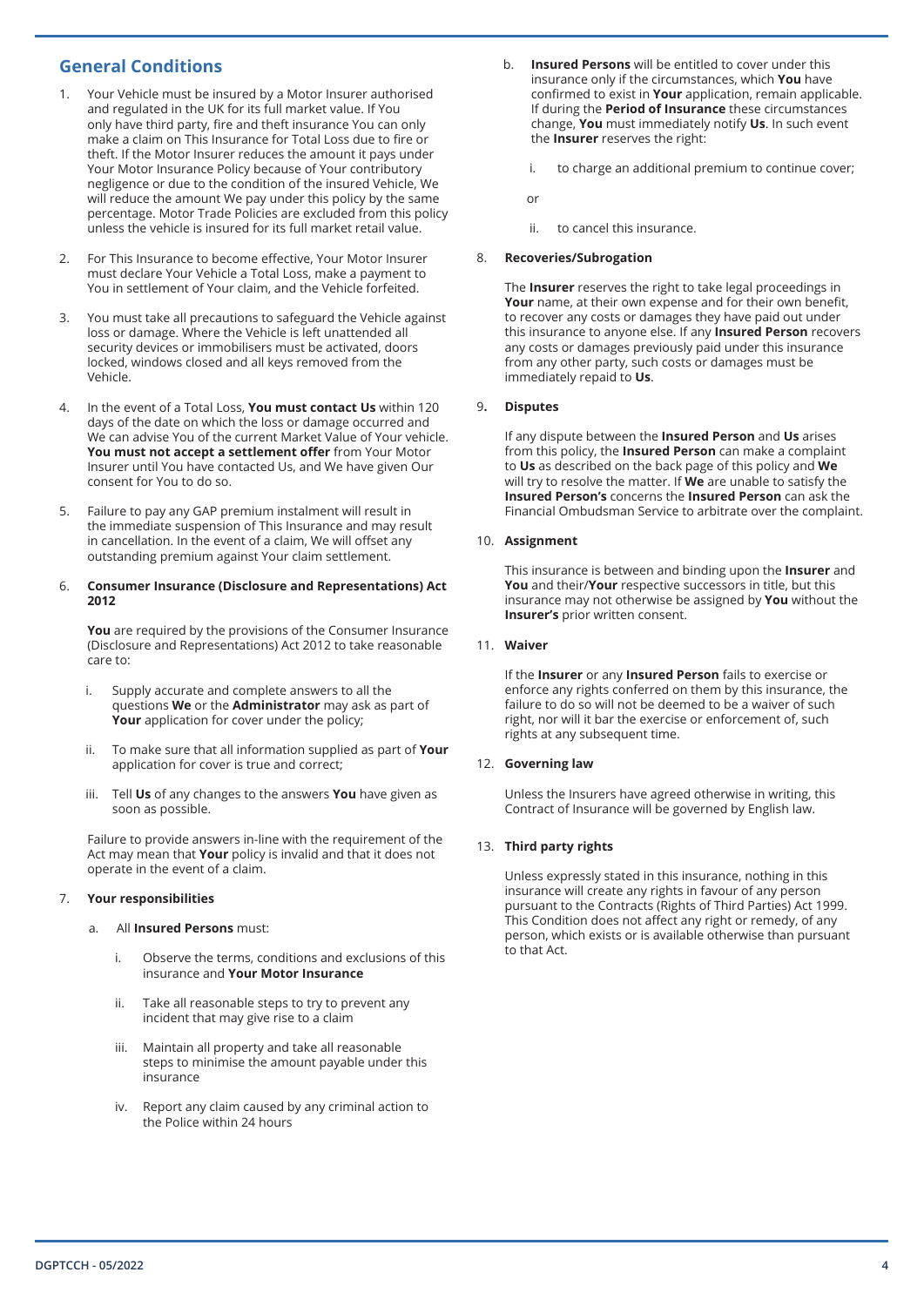## General Conditions

1. Your Vehicle must be insured by a Motor Insurer authorised and regulated in the UK for its full market value. If You only have third party, fire and theft insurance You can only make a claim on This Insurance for Total Loss due to fire or theft. If the Motor Insurer reduces the amount it pays under Your Motor Insurance Policy because of Your contributory negligence or due to the condition of the insured Vehicle, We will reduce the amount We pay under this policy by the same percentage. Motor Trade Policies are excluded from this policy unless the vehicle is insured for its full market retail value.

2. For This Insurance to become effective, Your Motor Insurer must declare Your Vehicle a Total Loss, make a payment to You in settlement of Your claim, and the Vehicle forfeited.

3. You must take all precautions to safeguard the Vehicle against loss or damage. Where the Vehicle is left unattended all security devices or immobilisers must be activated, doors locked, windows closed and all keys removed from the Vehicle.

4. In the event of a Total Loss, **You must contact Us** within 120 days of the date on which the loss or damage occurred and We can advise You of the current Market Value of Your vehicle. **You must not accept a settlement offer** from Your Motor Insurer until You have contacted Us, and We have given Our consent for You to do so.

5. Failure to pay any GAP premium instalment will result in the immediate suspension of This Insurance and may result in cancellation. In the event of a claim, We will offset any outstanding premium against Your claim settlement.

6. **Consumer Insurance (Disclosure and Representations) Act 2012**

   **You** are required by the provisions of the Consumer Insurance (Disclosure and Representations) Act 2012 to take reasonable care to:

   i. Supply accurate and complete answers to all the questions **We** or the **Administrator** may ask as part of **Your** application for cover under the policy;

   ii. To make sure that all information supplied as part of **Your** application for cover is true and correct;

   iii. Tell **Us** of any changes to the answers **You** have given as soon as possible.

   Failure to provide answers in-line with the requirement of the Act may mean that **Your** policy is invalid and that it does not operate in the event of a claim.

7. **Your responsibilities**

   a. All **Insured Persons** must:

      i. Observe the terms, conditions and exclusions of this insurance and **Your Motor Insurance**

      ii. Take all reasonable steps to try to prevent any incident that may give rise to a claim

      iii. Maintain all property and take all reasonable steps to minimise the amount payable under this insurance

      iv. Report any claim caused by any criminal action to the Police within 24 hours

   b. **Insured Persons** will be entitled to cover under this insurance only if the circumstances, which **You** have confirmed to exist in **Your** application, remain applicable. If during the **Period of Insurance** these circumstances change, **You** must immediately notify **Us**. In such event the **Insurer** reserves the right:

      i. to charge an additional premium to continue cover;

      or

      ii. to cancel this insurance.

8. **Recoveries/Subrogation**

   The **Insurer** reserves the right to take legal proceedings in **Your** name, at their own expense and for their own benefit, to recover any costs or damages they have paid out under this insurance to anyone else. If any **Insured Person** recovers any costs or damages previously paid under this insurance from any other party, such costs or damages must be immediately repaid to **Us**.

9. **Disputes**

   If any dispute between the **Insured Person** and **Us** arises from this policy, the **Insured Person** can make a complaint to **Us** as described on the back page of this policy and **We** will try to resolve the matter. If **We** are unable to satisfy the **Insured Person's** concerns the **Insured Person** can ask the Financial Ombudsman Service to arbitrate over the complaint.

10. **Assignment**

    This insurance is between and binding upon the **Insurer** and **You** and their/**Your** respective successors in title, but this insurance may not otherwise be assigned by **You** without the **Insurer's** prior written consent.

11. **Waiver**

    If the **Insurer** or any **Insured Person** fails to exercise or enforce any rights conferred on them by this insurance, the failure to do so will not be deemed to be a waiver of such right, nor will it bar the exercise or enforcement of, such rights at any subsequent time.

12. **Governing law**

    Unless the Insurers have agreed otherwise in writing, this Contract of Insurance will be governed by English law.

13. **Third party rights**

    Unless expressly stated in this insurance, nothing in this insurance will create any rights in favour of any person pursuant to the Contracts (Rights of Third Parties) Act 1999. This Condition does not affect any right or remedy, of any person, which exists or is available otherwise than pursuant to that Act.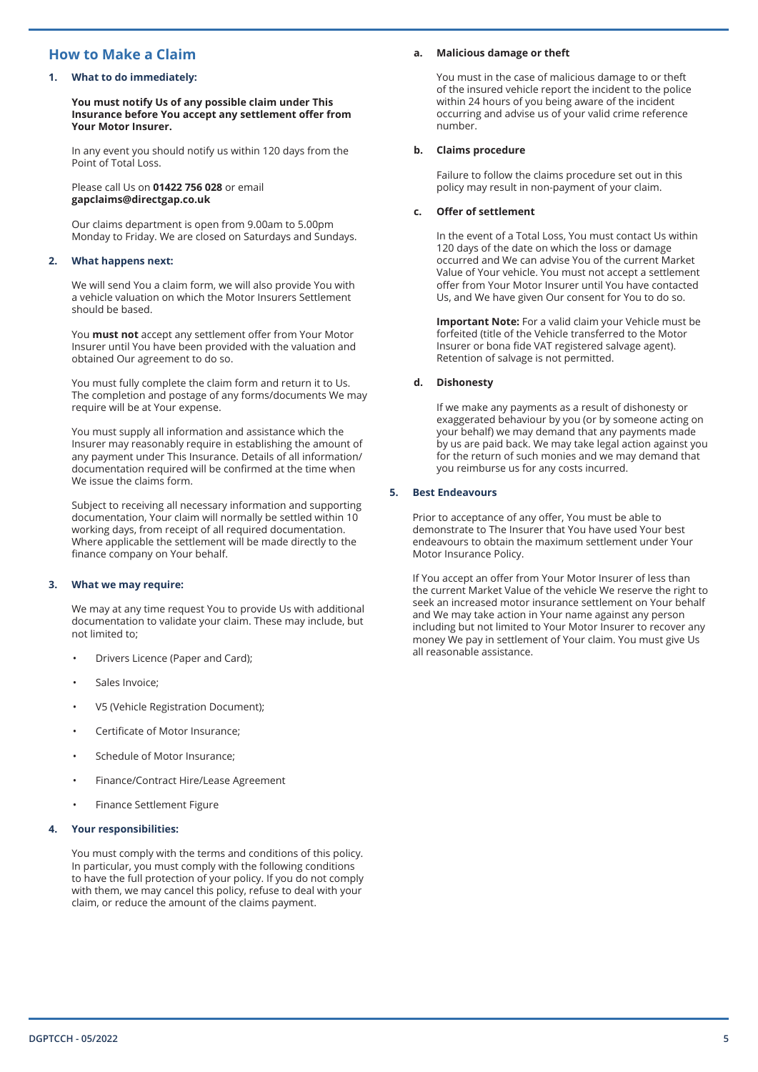## How to Make a Claim

### 1. What to do immediately:

**You must notify Us of any possible claim under This Insurance before You accept any settlement offer from Your Motor Insurer.**

In any event you should notify us within 120 days from the Point of Total Loss.

Please call Us on **01422 756 028** or email **gapclaims@directgap.co.uk**

Our claims department is open from 9.00am to 5.00pm Monday to Friday. We are closed on Saturdays and Sundays.

### 2. What happens next:

We will send You a claim form, we will also provide You with a vehicle valuation on which the Motor Insurers Settlement should be based.

You **must not** accept any settlement offer from Your Motor Insurer until You have been provided with the valuation and obtained Our agreement to do so.

You must fully complete the claim form and return it to Us. The completion and postage of any forms/documents We may require will be at Your expense.

You must supply all information and assistance which the Insurer may reasonably require in establishing the amount of any payment under This Insurance. Details of all information/documentation required will be confirmed at the time when We issue the claims form.

Subject to receiving all necessary information and supporting documentation, Your claim will normally be settled within 10 working days, from receipt of all required documentation. Where applicable the settlement will be made directly to the finance company on Your behalf.

### 3. What we may require:

We may at any time request You to provide Us with additional documentation to validate your claim. These may include, but not limited to;

- Drivers Licence (Paper and Card);
- Sales Invoice;
- V5 (Vehicle Registration Document);
- Certificate of Motor Insurance;
- Schedule of Motor Insurance;
- Finance/Contract Hire/Lease Agreement
- Finance Settlement Figure

### 4. Your responsibilities:

You must comply with the terms and conditions of this policy. In particular, you must comply with the following conditions to have the full protection of your policy. If you do not comply with them, we may cancel this policy, refuse to deal with your claim, or reduce the amount of the claims payment.

#### a. Malicious damage or theft

You must in the case of malicious damage to or theft of the insured vehicle report the incident to the police within 24 hours of you being aware of the incident occurring and advise us of your valid crime reference number.

#### b. Claims procedure

Failure to follow the claims procedure set out in this policy may result in non-payment of your claim.

#### c. Offer of settlement

In the event of a Total Loss, You must contact Us within 120 days of the date on which the loss or damage occurred and We can advise You of the current Market Value of Your vehicle. You must not accept a settlement offer from Your Motor Insurer until You have contacted Us, and We have given Our consent for You to do so.

**Important Note:** For a valid claim your Vehicle must be forfeited (title of the Vehicle transferred to the Motor Insurer or bona fide VAT registered salvage agent). Retention of salvage is not permitted.

#### d. Dishonesty

If we make any payments as a result of dishonesty or exaggerated behaviour by you (or by someone acting on your behalf) we may demand that any payments made by us are paid back. We may take legal action against you for the return of such monies and we may demand that you reimburse us for any costs incurred.

### 5. Best Endeavours

Prior to acceptance of any offer, You must be able to demonstrate to The Insurer that You have used Your best endeavours to obtain the maximum settlement under Your Motor Insurance Policy.

If You accept an offer from Your Motor Insurer of less than the current Market Value of the vehicle We reserve the right to seek an increased motor insurance settlement on Your behalf and We may take action in Your name against any person including but not limited to Your Motor Insurer to recover any money We pay in settlement of Your claim. You must give Us all reasonable assistance.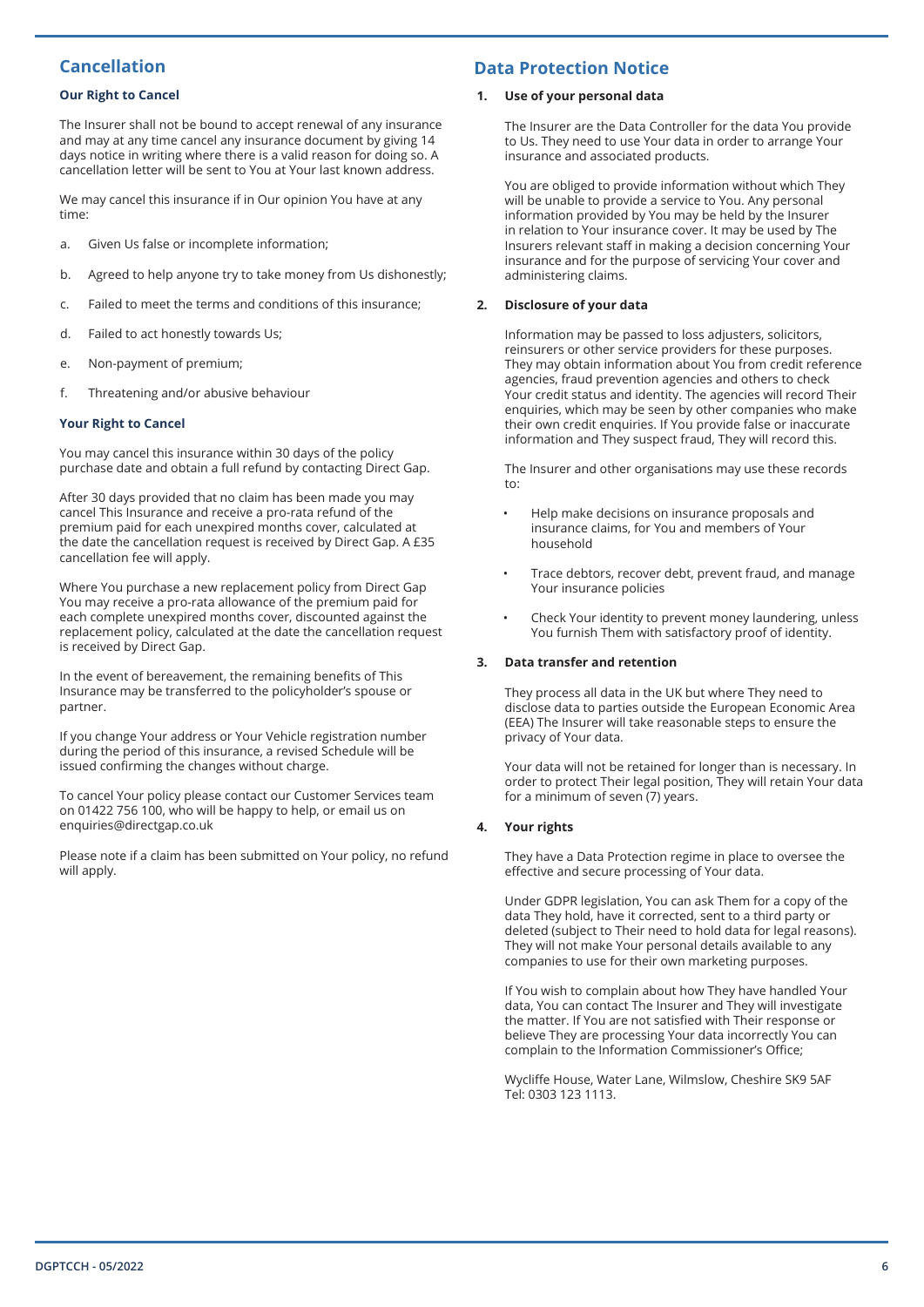## Cancellation

### Our Right to Cancel

The Insurer shall not be bound to accept renewal of any insurance and may at any time cancel any insurance document by giving 14 days notice in writing where there is a valid reason for doing so. A cancellation letter will be sent to You at Your last known address.

We may cancel this insurance if in Our opinion You have at any time:

a. Given Us false or incomplete information;

b. Agreed to help anyone try to take money from Us dishonestly;

c. Failed to meet the terms and conditions of this insurance;

d. Failed to act honestly towards Us;

e. Non-payment of premium;

f. Threatening and/or abusive behaviour

### Your Right to Cancel

You may cancel this insurance within 30 days of the policy purchase date and obtain a full refund by contacting Direct Gap.

After 30 days provided that no claim has been made you may cancel This Insurance and receive a pro-rata refund of the premium paid for each unexpired months cover, calculated at the date the cancellation request is received by Direct Gap. A £35 cancellation fee will apply.

Where You purchase a new replacement policy from Direct Gap You may receive a pro-rata allowance of the premium paid for each complete unexpired months cover, discounted against the replacement policy, calculated at the date the cancellation request is received by Direct Gap.

In the event of bereavement, the remaining benefits of This Insurance may be transferred to the policyholder's spouse or partner.

If you change Your address or Your Vehicle registration number during the period of this insurance, a revised Schedule will be issued confirming the changes without charge.

To cancel Your policy please contact our Customer Services team on 01422 756 100, who will be happy to help, or email us on enquiries@directgap.co.uk

Please note if a claim has been submitted on Your policy, no refund will apply.

## Data Protection Notice

**1. Use of your personal data**

The Insurer are the Data Controller for the data You provide to Us. They need to use Your data in order to arrange Your insurance and associated products.

You are obliged to provide information without which They will be unable to provide a service to You. Any personal information provided by You may be held by the Insurer in relation to Your insurance cover. It may be used by The Insurers relevant staff in making a decision concerning Your insurance and for the purpose of servicing Your cover and administering claims.

**2. Disclosure of your data**

Information may be passed to loss adjusters, solicitors, reinsurers or other service providers for these purposes. They may obtain information about You from credit reference agencies, fraud prevention agencies and others to check Your credit status and identity. The agencies will record Their enquiries, which may be seen by other companies who make their own credit enquiries. If You provide false or inaccurate information and They suspect fraud, They will record this.

The Insurer and other organisations may use these records to:

- Help make decisions on insurance proposals and insurance claims, for You and members of Your household
- Trace debtors, recover debt, prevent fraud, and manage Your insurance policies
- Check Your identity to prevent money laundering, unless You furnish Them with satisfactory proof of identity.

**3. Data transfer and retention**

They process all data in the UK but where They need to disclose data to parties outside the European Economic Area (EEA) The Insurer will take reasonable steps to ensure the privacy of Your data.

Your data will not be retained for longer than is necessary. In order to protect Their legal position, They will retain Your data for a minimum of seven (7) years.

**4. Your rights**

They have a Data Protection regime in place to oversee the effective and secure processing of Your data.

Under GDPR legislation, You can ask Them for a copy of the data They hold, have it corrected, sent to a third party or deleted (subject to Their need to hold data for legal reasons). They will not make Your personal details available to any companies to use for their own marketing purposes.

If You wish to complain about how They have handled Your data, You can contact The Insurer and They will investigate the matter. If You are not satisfied with Their response or believe They are processing Your data incorrectly You can complain to the Information Commissioner's Office;

Wycliffe House, Water Lane, Wilmslow, Cheshire SK9 5AF
Tel: 0303 123 1113.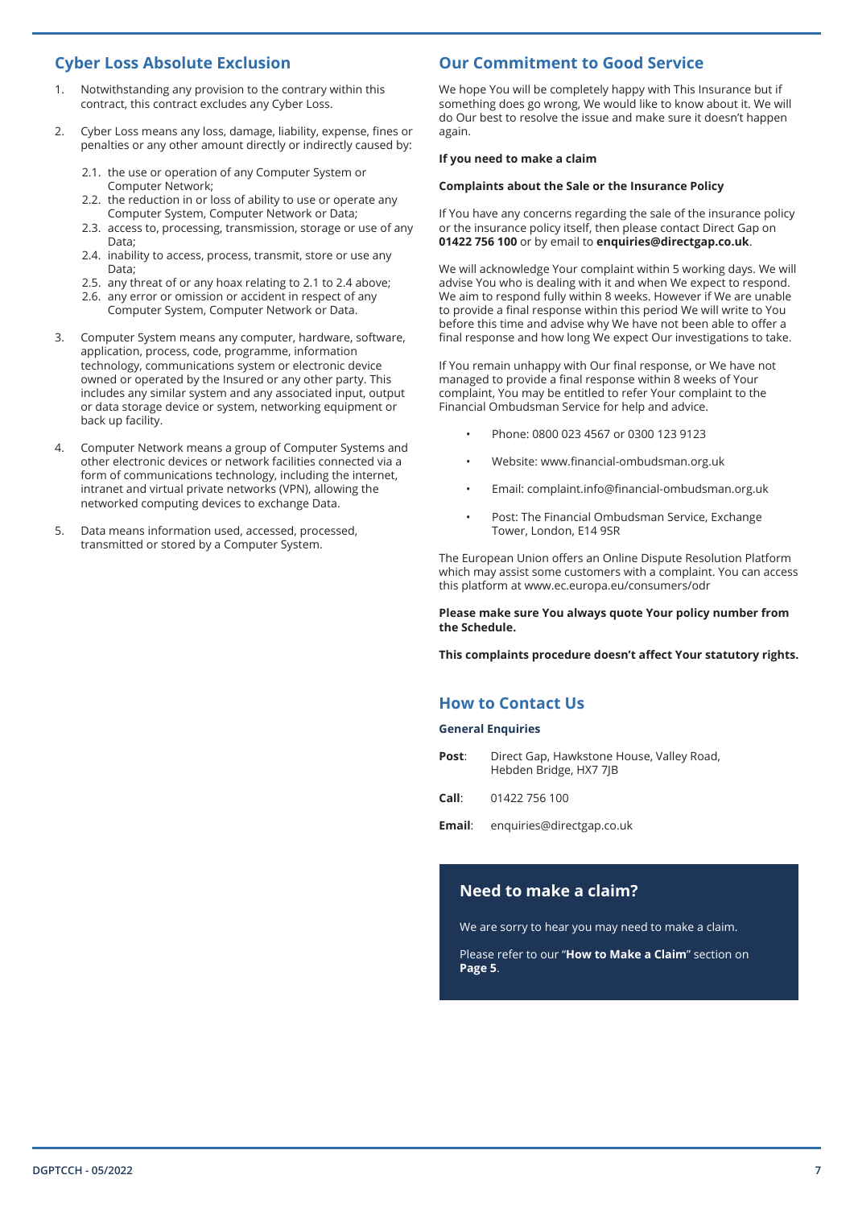## Cyber Loss Absolute Exclusion

1. Notwithstanding any provision to the contrary within this contract, this contract excludes any Cyber Loss.
2. Cyber Loss means any loss, damage, liability, expense, fines or penalties or any other amount directly or indirectly caused by:
   - 2.1. the use or operation of any Computer System or Computer Network;
   - 2.2. the reduction in or loss of ability to use or operate any Computer System, Computer Network or Data;
   - 2.3. access to, processing, transmission, storage or use of any Data;
   - 2.4. inability to access, process, transmit, store or use any Data;
   - 2.5. any threat of or any hoax relating to 2.1 to 2.4 above;
   - 2.6. any error or omission or accident in respect of any Computer System, Computer Network or Data.
3. Computer System means any computer, hardware, software, application, process, code, programme, information technology, communications system or electronic device owned or operated by the Insured or any other party. This includes any similar system and any associated input, output or data storage device or system, networking equipment or back up facility.
4. Computer Network means a group of Computer Systems and other electronic devices or network facilities connected via a form of communications technology, including the internet, intranet and virtual private networks (VPN), allowing the networked computing devices to exchange Data.
5. Data means information used, accessed, processed, transmitted or stored by a Computer System.

## Our Commitment to Good Service

We hope You will be completely happy with This Insurance but if something does go wrong, We would like to know about it. We will do Our best to resolve the issue and make sure it doesn't happen again.

**If you need to make a claim**

**Complaints about the Sale or the Insurance Policy**

If You have any concerns regarding the sale of the insurance policy or the insurance policy itself, then please contact Direct Gap on **01422 756 100** or by email to **enquiries@directgap.co.uk**.

We will acknowledge Your complaint within 5 working days. We will advise You who is dealing with it and when We expect to respond. We aim to respond fully within 8 weeks. However if We are unable to provide a final response within this period We will write to You before this time and advise why We have not been able to offer a final response and how long We expect Our investigations to take.

If You remain unhappy with Our final response, or We have not managed to provide a final response within 8 weeks of Your complaint, You may be entitled to refer Your complaint to the Financial Ombudsman Service for help and advice.

- Phone: 0800 023 4567 or 0300 123 9123
- Website: www.financial-ombudsman.org.uk
- Email: complaint.info@financial-ombudsman.org.uk
- Post: The Financial Ombudsman Service, Exchange Tower, London, E14 9SR

The European Union offers an Online Dispute Resolution Platform which may assist some customers with a complaint. You can access this platform at www.ec.europa.eu/consumers/odr

**Please make sure You always quote Your policy number from the Schedule.**

**This complaints procedure doesn't affect Your statutory rights.**

## How to Contact Us

**General Enquiries**

**Post**: Direct Gap, Hawkstone House, Valley Road, Hebden Bridge, HX7 7JB

**Call**: 01422 756 100

**Email**: enquiries@directgap.co.uk

### Need to make a claim?

We are sorry to hear you may need to make a claim.

Please refer to our "**How to Make a Claim**" section on **Page 5**.